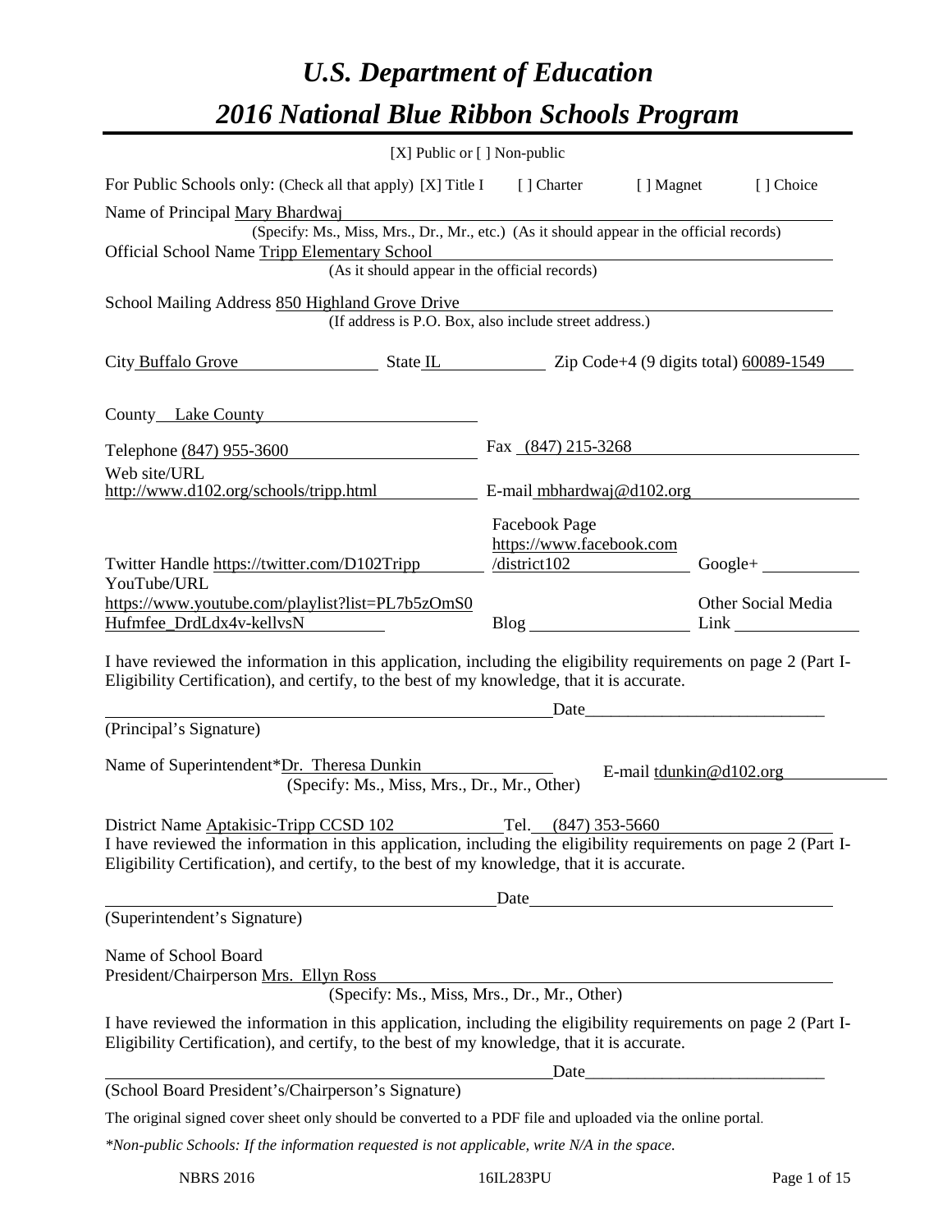# *U.S. Department of Education*
# *2016 National Blue Ribbon Schools Program*

[X] Public or [ ] Non-public

For Public Schools only: (Check all that apply) [X] Title I [ ] Charter [ ] Magnet [ ] Choice

Name of Principal Mary Bhardwaj
(Specify: Ms., Miss, Mrs., Dr., Mr., etc.) (As it should appear in the official records)

Official School Name Tripp Elementary School
(As it should appear in the official records)

School Mailing Address 850 Highland Grove Drive
(If address is P.O. Box, also include street address.)

City Buffalo Grove State IL Zip Code+4 (9 digits total) 60089-1549

County Lake County

Telephone (847) 955-3600 Fax (847) 215-3268

Web site/URL http://www.d102.org/schools/tripp.html E-mail mbhardwaj@d102.org

Twitter Handle https://twitter.com/D102Tripp Facebook Page https://www.facebook.com/district102 Google+

YouTube/URL https://www.youtube.com/playlist?list=PL7b5zOmS0Hufmfee_DrdLdx4v-kellvsN Blog Other Social Media Link

I have reviewed the information in this application, including the eligibility requirements on page 2 (Part I-Eligibility Certification), and certify, to the best of my knowledge, that it is accurate.

Date

(Principal's Signature)

Name of Superintendent*Dr. Theresa Dunkin E-mail tdunkin@d102.org
(Specify: Ms., Miss, Mrs., Dr., Mr., Other)

District Name Aptakisic-Tripp CCSD 102 Tel. (847) 353-5660

I have reviewed the information in this application, including the eligibility requirements on page 2 (Part I-Eligibility Certification), and certify, to the best of my knowledge, that it is accurate.

Date

(Superintendent's Signature)

Name of School Board President/Chairperson Mrs. Ellyn Ross
(Specify: Ms., Miss, Mrs., Dr., Mr., Other)

I have reviewed the information in this application, including the eligibility requirements on page 2 (Part I-Eligibility Certification), and certify, to the best of my knowledge, that it is accurate.

Date

(School Board President's/Chairperson's Signature)

The original signed cover sheet only should be converted to a PDF file and uploaded via the online portal.

*\*Non-public Schools: If the information requested is not applicable, write N/A in the space.*

NBRS 2016 16IL283PU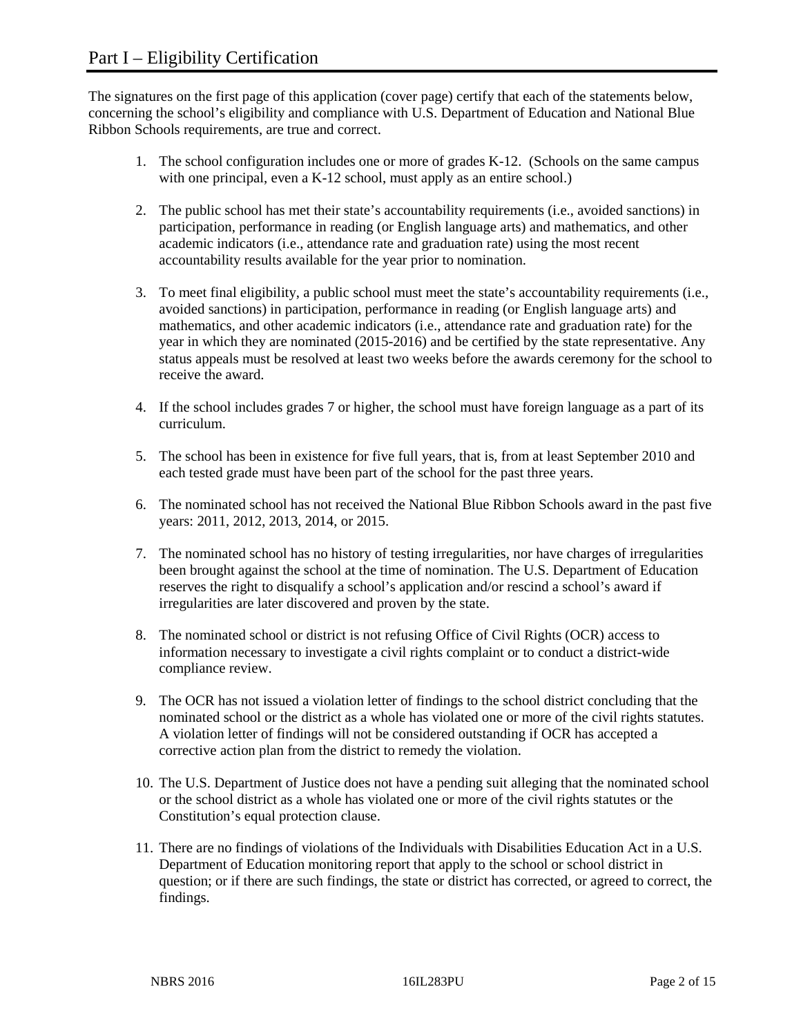# Part I – Eligibility Certification

The signatures on the first page of this application (cover page) certify that each of the statements below, concerning the school's eligibility and compliance with U.S. Department of Education and National Blue Ribbon Schools requirements, are true and correct.

1. The school configuration includes one or more of grades K-12. (Schools on the same campus with one principal, even a K-12 school, must apply as an entire school.)

2. The public school has met their state's accountability requirements (i.e., avoided sanctions) in participation, performance in reading (or English language arts) and mathematics, and other academic indicators (i.e., attendance rate and graduation rate) using the most recent accountability results available for the year prior to nomination.

3. To meet final eligibility, a public school must meet the state's accountability requirements (i.e., avoided sanctions) in participation, performance in reading (or English language arts) and mathematics, and other academic indicators (i.e., attendance rate and graduation rate) for the year in which they are nominated (2015-2016) and be certified by the state representative. Any status appeals must be resolved at least two weeks before the awards ceremony for the school to receive the award.

4. If the school includes grades 7 or higher, the school must have foreign language as a part of its curriculum.

5. The school has been in existence for five full years, that is, from at least September 2010 and each tested grade must have been part of the school for the past three years.

6. The nominated school has not received the National Blue Ribbon Schools award in the past five years: 2011, 2012, 2013, 2014, or 2015.

7. The nominated school has no history of testing irregularities, nor have charges of irregularities been brought against the school at the time of nomination. The U.S. Department of Education reserves the right to disqualify a school's application and/or rescind a school's award if irregularities are later discovered and proven by the state.

8. The nominated school or district is not refusing Office of Civil Rights (OCR) access to information necessary to investigate a civil rights complaint or to conduct a district-wide compliance review.

9. The OCR has not issued a violation letter of findings to the school district concluding that the nominated school or the district as a whole has violated one or more of the civil rights statutes. A violation letter of findings will not be considered outstanding if OCR has accepted a corrective action plan from the district to remedy the violation.

10. The U.S. Department of Justice does not have a pending suit alleging that the nominated school or the school district as a whole has violated one or more of the civil rights statutes or the Constitution's equal protection clause.

11. There are no findings of violations of the Individuals with Disabilities Education Act in a U.S. Department of Education monitoring report that apply to the school or school district in question; or if there are such findings, the state or district has corrected, or agreed to correct, the findings.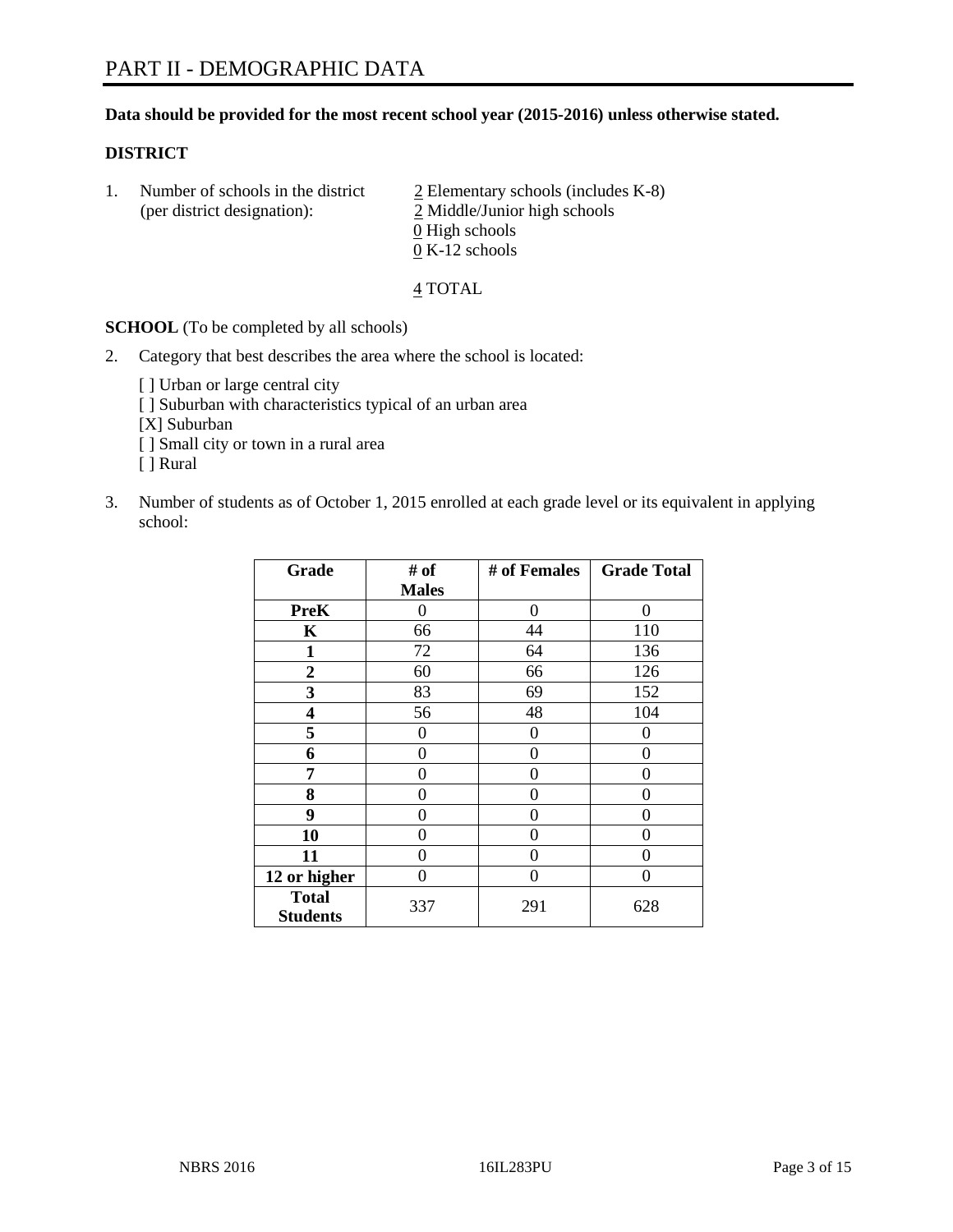# PART II - DEMOGRAPHIC DATA

**Data should be provided for the most recent school year (2015-2016) unless otherwise stated.**

**DISTRICT**

1. Number of schools in the district (per district designation):
   2 Elementary schools (includes K-8)
   2 Middle/Junior high schools
   0 High schools
   0 K-12 schools

   4 TOTAL

**SCHOOL** (To be completed by all schools)

2. Category that best describes the area where the school is located:

   [ ] Urban or large central city
   [ ] Suburban with characteristics typical of an urban area
   [X] Suburban
   [ ] Small city or town in a rural area
   [ ] Rural

3. Number of students as of October 1, 2015 enrolled at each grade level or its equivalent in applying school:

| Grade | # of Males | # of Females | Grade Total |
|---|---|---|---|
| **PreK** | 0 | 0 | 0 |
| **K** | 66 | 44 | 110 |
| **1** | 72 | 64 | 136 |
| **2** | 60 | 66 | 126 |
| **3** | 83 | 69 | 152 |
| **4** | 56 | 48 | 104 |
| **5** | 0 | 0 | 0 |
| **6** | 0 | 0 | 0 |
| **7** | 0 | 0 | 0 |
| **8** | 0 | 0 | 0 |
| **9** | 0 | 0 | 0 |
| **10** | 0 | 0 | 0 |
| **11** | 0 | 0 | 0 |
| **12 or higher** | 0 | 0 | 0 |
| **Total Students** | 337 | 291 | 628 |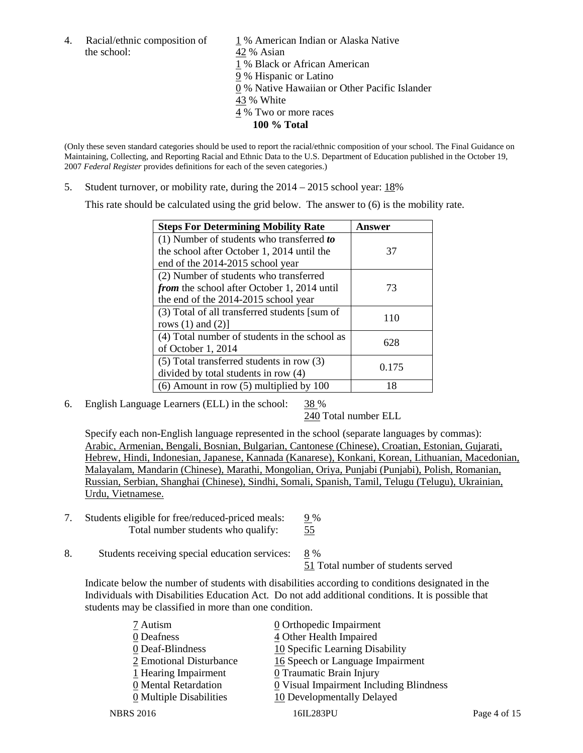4. Racial/ethnic composition of the school:

1 % American Indian or Alaska Native
42 % Asian
1 % Black or African American
9 % Hispanic or Latino
0 % Native Hawaiian or Other Pacific Islander
43 % White
4 % Two or more races
**100 % Total**

(Only these seven standard categories should be used to report the racial/ethnic composition of your school. The Final Guidance on Maintaining, Collecting, and Reporting Racial and Ethnic Data to the U.S. Department of Education published in the October 19, 2007 *Federal Register* provides definitions for each of the seven categories.)

5. Student turnover, or mobility rate, during the 2014 – 2015 school year: 18%

This rate should be calculated using the grid below. The answer to (6) is the mobility rate.

| **Steps For Determining Mobility Rate** | **Answer** |
|---|---|
| (1) Number of students who transferred ***to*** the school after October 1, 2014 until the end of the 2014-2015 school year | 37 |
| (2) Number of students who transferred ***from*** the school after October 1, 2014 until the end of the 2014-2015 school year | 73 |
| (3) Total of all transferred students [sum of rows (1) and (2)] | 110 |
| (4) Total number of students in the school as of October 1, 2014 | 628 |
| (5) Total transferred students in row (3) divided by total students in row (4) | 0.175 |
| (6) Amount in row (5) multiplied by 100 | 18 |

6. English Language Learners (ELL) in the school: 38 %
240 Total number ELL

Specify each non-English language represented in the school (separate languages by commas):
Arabic, Armenian, Bengali, Bosnian, Bulgarian, Cantonese (Chinese), Croatian, Estonian, Gujarati, Hebrew, Hindi, Indonesian, Japanese, Kannada (Kanarese), Konkani, Korean, Lithuanian, Macedonian, Malayalam, Mandarin (Chinese), Marathi, Mongolian, Oriya, Punjabi (Punjabi), Polish, Romanian, Russian, Serbian, Shanghai (Chinese), Sindhi, Somali, Spanish, Tamil, Telugu (Telugu), Ukrainian, Urdu, Vietnamese.

7. Students eligible for free/reduced-priced meals: 9 %
Total number students who qualify: 55

8. Students receiving special education services: 8 %
51 Total number of students served

Indicate below the number of students with disabilities according to conditions designated in the Individuals with Disabilities Education Act. Do not add additional conditions. It is possible that students may be classified in more than one condition.

7 Autism
0 Deafness
0 Deaf-Blindness
2 Emotional Disturbance
1 Hearing Impairment
0 Mental Retardation
0 Multiple Disabilities
0 Orthopedic Impairment
4 Other Health Impaired
10 Specific Learning Disability
16 Speech or Language Impairment
0 Traumatic Brain Injury
0 Visual Impairment Including Blindness
10 Developmentally Delayed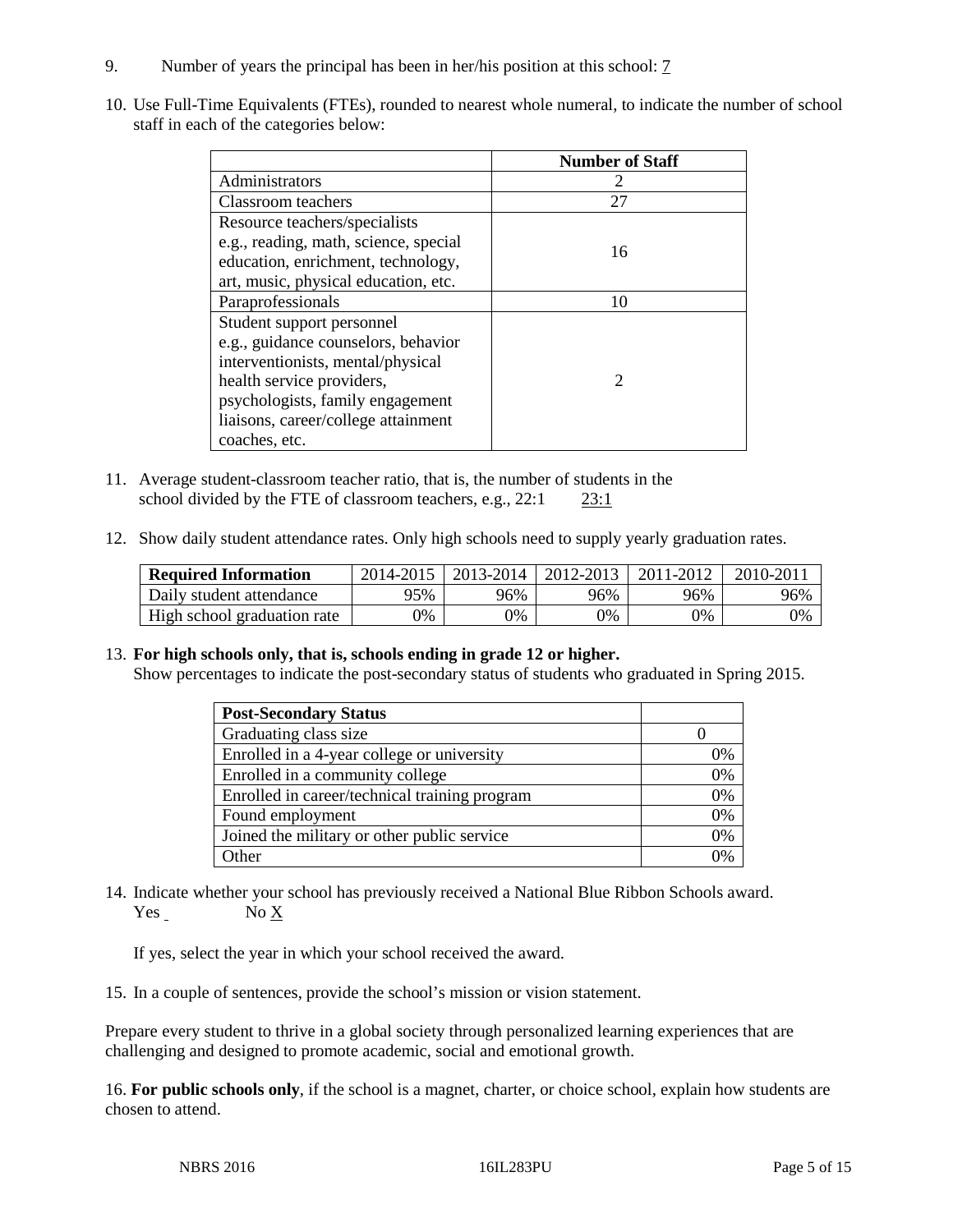9. Number of years the principal has been in her/his position at this school: 7

10. Use Full-Time Equivalents (FTEs), rounded to nearest whole numeral, to indicate the number of school staff in each of the categories below:

| | Number of Staff |
|---|---|
| Administrators | 2 |
| Classroom teachers | 27 |
| Resource teachers/specialists e.g., reading, math, science, special education, enrichment, technology, art, music, physical education, etc. | 16 |
| Paraprofessionals | 10 |
| Student support personnel e.g., guidance counselors, behavior interventionists, mental/physical health service providers, psychologists, family engagement liaisons, career/college attainment coaches, etc. | 2 |

11. Average student-classroom teacher ratio, that is, the number of students in the school divided by the FTE of classroom teachers, e.g., 22:1 23:1

12. Show daily student attendance rates. Only high schools need to supply yearly graduation rates.

| Required Information | 2014-2015 | 2013-2014 | 2012-2013 | 2011-2012 | 2010-2011 |
|---|---|---|---|---|---|
| Daily student attendance | 95% | 96% | 96% | 96% | 96% |
| High school graduation rate | 0% | 0% | 0% | 0% | 0% |

13. **For high schools only, that is, schools ending in grade 12 or higher.**
Show percentages to indicate the post-secondary status of students who graduated in Spring 2015.

| Post-Secondary Status | |
|---|---|
| Graduating class size | 0 |
| Enrolled in a 4-year college or university | 0% |
| Enrolled in a community college | 0% |
| Enrolled in career/technical training program | 0% |
| Found employment | 0% |
| Joined the military or other public service | 0% |
| Other | 0% |

14. Indicate whether your school has previously received a National Blue Ribbon Schools award.
Yes No X

If yes, select the year in which your school received the award.

15. In a couple of sentences, provide the school's mission or vision statement.

Prepare every student to thrive in a global society through personalized learning experiences that are challenging and designed to promote academic, social and emotional growth.

16. **For public schools only**, if the school is a magnet, charter, or choice school, explain how students are chosen to attend.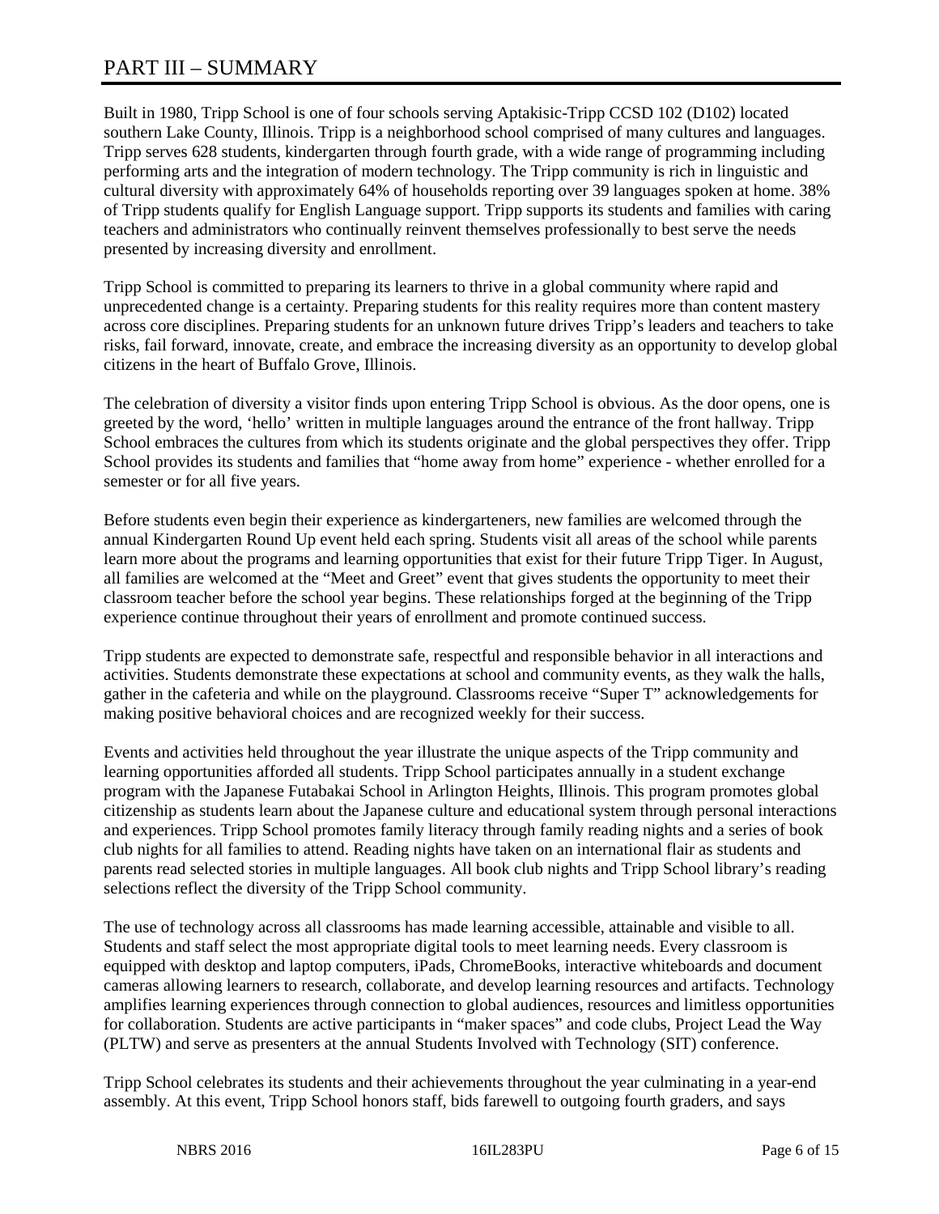# PART III – SUMMARY

Built in 1980, Tripp School is one of four schools serving Aptakisic-Tripp CCSD 102 (D102) located southern Lake County, Illinois. Tripp is a neighborhood school comprised of many cultures and languages. Tripp serves 628 students, kindergarten through fourth grade, with a wide range of programming including performing arts and the integration of modern technology. The Tripp community is rich in linguistic and cultural diversity with approximately 64% of households reporting over 39 languages spoken at home. 38% of Tripp students qualify for English Language support. Tripp supports its students and families with caring teachers and administrators who continually reinvent themselves professionally to best serve the needs presented by increasing diversity and enrollment.

Tripp School is committed to preparing its learners to thrive in a global community where rapid and unprecedented change is a certainty. Preparing students for this reality requires more than content mastery across core disciplines. Preparing students for an unknown future drives Tripp's leaders and teachers to take risks, fail forward, innovate, create, and embrace the increasing diversity as an opportunity to develop global citizens in the heart of Buffalo Grove, Illinois.

The celebration of diversity a visitor finds upon entering Tripp School is obvious. As the door opens, one is greeted by the word, 'hello' written in multiple languages around the entrance of the front hallway. Tripp School embraces the cultures from which its students originate and the global perspectives they offer. Tripp School provides its students and families that "home away from home" experience - whether enrolled for a semester or for all five years.

Before students even begin their experience as kindergarteners, new families are welcomed through the annual Kindergarten Round Up event held each spring. Students visit all areas of the school while parents learn more about the programs and learning opportunities that exist for their future Tripp Tiger. In August, all families are welcomed at the "Meet and Greet" event that gives students the opportunity to meet their classroom teacher before the school year begins. These relationships forged at the beginning of the Tripp experience continue throughout their years of enrollment and promote continued success.

Tripp students are expected to demonstrate safe, respectful and responsible behavior in all interactions and activities. Students demonstrate these expectations at school and community events, as they walk the halls, gather in the cafeteria and while on the playground. Classrooms receive "Super T" acknowledgements for making positive behavioral choices and are recognized weekly for their success.

Events and activities held throughout the year illustrate the unique aspects of the Tripp community and learning opportunities afforded all students. Tripp School participates annually in a student exchange program with the Japanese Futabakai School in Arlington Heights, Illinois. This program promotes global citizenship as students learn about the Japanese culture and educational system through personal interactions and experiences. Tripp School promotes family literacy through family reading nights and a series of book club nights for all families to attend. Reading nights have taken on an international flair as students and parents read selected stories in multiple languages. All book club nights and Tripp School library's reading selections reflect the diversity of the Tripp School community.

The use of technology across all classrooms has made learning accessible, attainable and visible to all. Students and staff select the most appropriate digital tools to meet learning needs. Every classroom is equipped with desktop and laptop computers, iPads, ChromeBooks, interactive whiteboards and document cameras allowing learners to research, collaborate, and develop learning resources and artifacts. Technology amplifies learning experiences through connection to global audiences, resources and limitless opportunities for collaboration. Students are active participants in "maker spaces" and code clubs, Project Lead the Way (PLTW) and serve as presenters at the annual Students Involved with Technology (SIT) conference.

Tripp School celebrates its students and their achievements throughout the year culminating in a year-end assembly. At this event, Tripp School honors staff, bids farewell to outgoing fourth graders, and says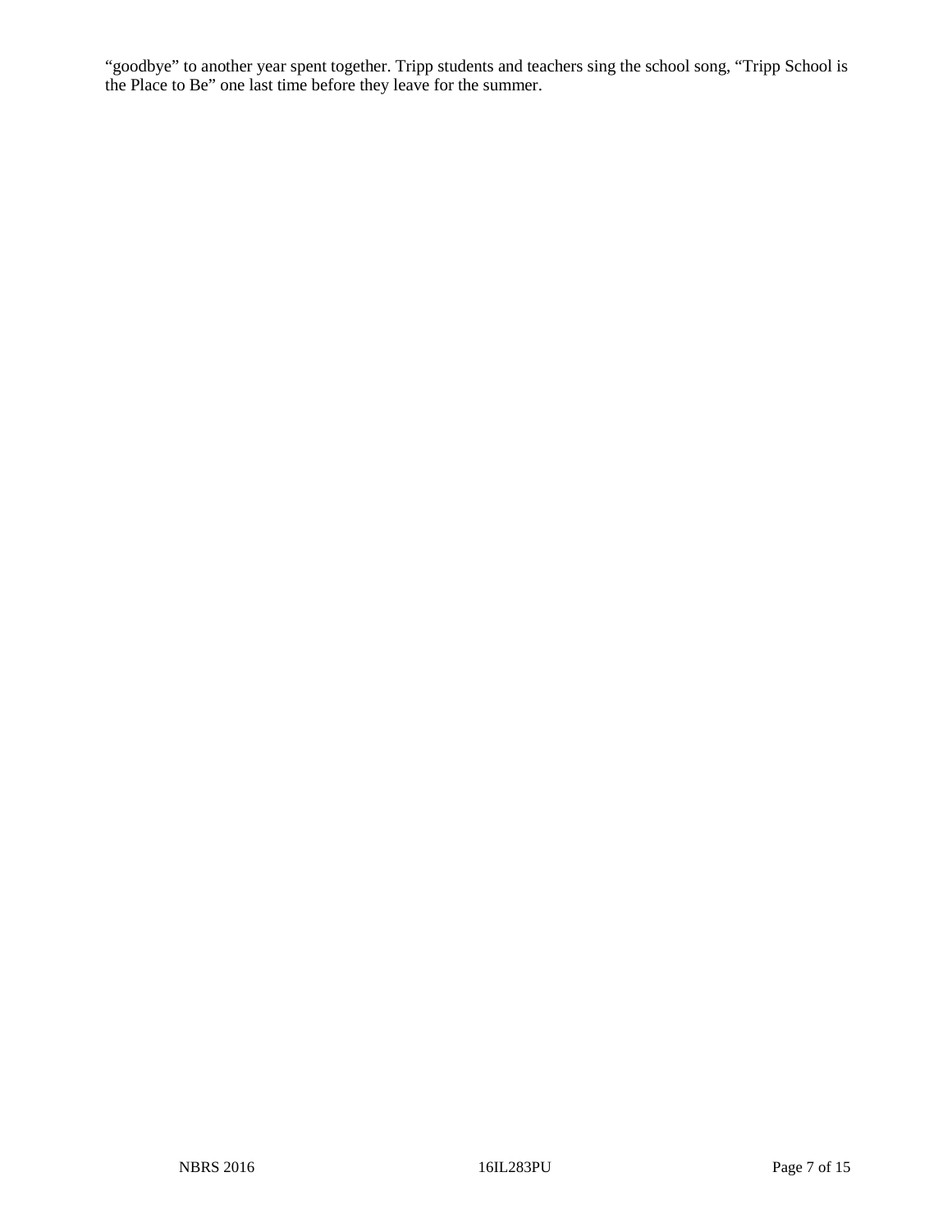"goodbye" to another year spent together. Tripp students and teachers sing the school song, "Tripp School is the Place to Be" one last time before they leave for the summer.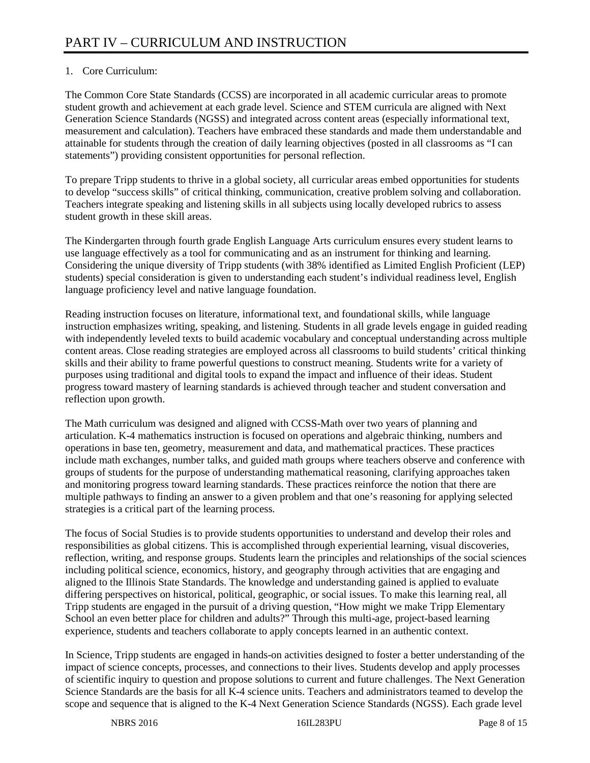# PART IV – CURRICULUM AND INSTRUCTION

1. Core Curriculum:

The Common Core State Standards (CCSS) are incorporated in all academic curricular areas to promote student growth and achievement at each grade level. Science and STEM curricula are aligned with Next Generation Science Standards (NGSS) and integrated across content areas (especially informational text, measurement and calculation). Teachers have embraced these standards and made them understandable and attainable for students through the creation of daily learning objectives (posted in all classrooms as "I can statements") providing consistent opportunities for personal reflection.

To prepare Tripp students to thrive in a global society, all curricular areas embed opportunities for students to develop "success skills" of critical thinking, communication, creative problem solving and collaboration. Teachers integrate speaking and listening skills in all subjects using locally developed rubrics to assess student growth in these skill areas.

The Kindergarten through fourth grade English Language Arts curriculum ensures every student learns to use language effectively as a tool for communicating and as an instrument for thinking and learning. Considering the unique diversity of Tripp students (with 38% identified as Limited English Proficient (LEP) students) special consideration is given to understanding each student's individual readiness level, English language proficiency level and native language foundation.

Reading instruction focuses on literature, informational text, and foundational skills, while language instruction emphasizes writing, speaking, and listening. Students in all grade levels engage in guided reading with independently leveled texts to build academic vocabulary and conceptual understanding across multiple content areas. Close reading strategies are employed across all classrooms to build students' critical thinking skills and their ability to frame powerful questions to construct meaning. Students write for a variety of purposes using traditional and digital tools to expand the impact and influence of their ideas. Student progress toward mastery of learning standards is achieved through teacher and student conversation and reflection upon growth.

The Math curriculum was designed and aligned with CCSS-Math over two years of planning and articulation. K-4 mathematics instruction is focused on operations and algebraic thinking, numbers and operations in base ten, geometry, measurement and data, and mathematical practices. These practices include math exchanges, number talks, and guided math groups where teachers observe and conference with groups of students for the purpose of understanding mathematical reasoning, clarifying approaches taken and monitoring progress toward learning standards. These practices reinforce the notion that there are multiple pathways to finding an answer to a given problem and that one's reasoning for applying selected strategies is a critical part of the learning process.

The focus of Social Studies is to provide students opportunities to understand and develop their roles and responsibilities as global citizens. This is accomplished through experiential learning, visual discoveries, reflection, writing, and response groups. Students learn the principles and relationships of the social sciences including political science, economics, history, and geography through activities that are engaging and aligned to the Illinois State Standards. The knowledge and understanding gained is applied to evaluate differing perspectives on historical, political, geographic, or social issues. To make this learning real, all Tripp students are engaged in the pursuit of a driving question, "How might we make Tripp Elementary School an even better place for children and adults?" Through this multi-age, project-based learning experience, students and teachers collaborate to apply concepts learned in an authentic context.

In Science, Tripp students are engaged in hands-on activities designed to foster a better understanding of the impact of science concepts, processes, and connections to their lives. Students develop and apply processes of scientific inquiry to question and propose solutions to current and future challenges. The Next Generation Science Standards are the basis for all K-4 science units. Teachers and administrators teamed to develop the scope and sequence that is aligned to the K-4 Next Generation Science Standards (NGSS). Each grade level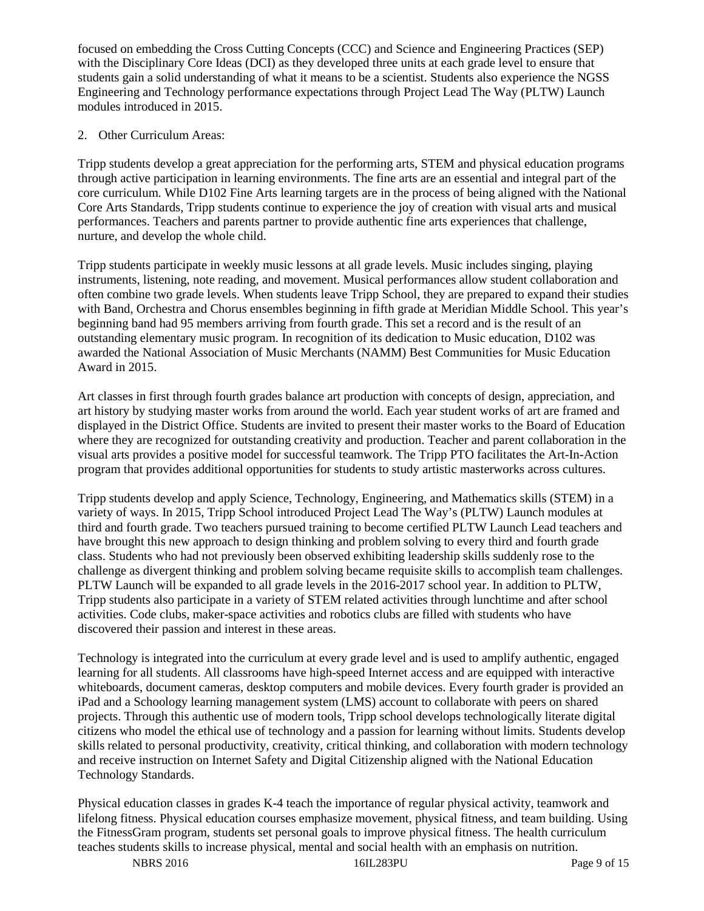focused on embedding the Cross Cutting Concepts (CCC) and Science and Engineering Practices (SEP) with the Disciplinary Core Ideas (DCI) as they developed three units at each grade level to ensure that students gain a solid understanding of what it means to be a scientist. Students also experience the NGSS Engineering and Technology performance expectations through Project Lead The Way (PLTW) Launch modules introduced in 2015.

2. Other Curriculum Areas:

Tripp students develop a great appreciation for the performing arts, STEM and physical education programs through active participation in learning environments. The fine arts are an essential and integral part of the core curriculum. While D102 Fine Arts learning targets are in the process of being aligned with the National Core Arts Standards, Tripp students continue to experience the joy of creation with visual arts and musical performances. Teachers and parents partner to provide authentic fine arts experiences that challenge, nurture, and develop the whole child.

Tripp students participate in weekly music lessons at all grade levels. Music includes singing, playing instruments, listening, note reading, and movement. Musical performances allow student collaboration and often combine two grade levels. When students leave Tripp School, they are prepared to expand their studies with Band, Orchestra and Chorus ensembles beginning in fifth grade at Meridian Middle School. This year's beginning band had 95 members arriving from fourth grade. This set a record and is the result of an outstanding elementary music program. In recognition of its dedication to Music education, D102 was awarded the National Association of Music Merchants (NAMM) Best Communities for Music Education Award in 2015.

Art classes in first through fourth grades balance art production with concepts of design, appreciation, and art history by studying master works from around the world. Each year student works of art are framed and displayed in the District Office. Students are invited to present their master works to the Board of Education where they are recognized for outstanding creativity and production. Teacher and parent collaboration in the visual arts provides a positive model for successful teamwork. The Tripp PTO facilitates the Art-In-Action program that provides additional opportunities for students to study artistic masterworks across cultures.

Tripp students develop and apply Science, Technology, Engineering, and Mathematics skills (STEM) in a variety of ways. In 2015, Tripp School introduced Project Lead The Way's (PLTW) Launch modules at third and fourth grade. Two teachers pursued training to become certified PLTW Launch Lead teachers and have brought this new approach to design thinking and problem solving to every third and fourth grade class. Students who had not previously been observed exhibiting leadership skills suddenly rose to the challenge as divergent thinking and problem solving became requisite skills to accomplish team challenges. PLTW Launch will be expanded to all grade levels in the 2016-2017 school year. In addition to PLTW, Tripp students also participate in a variety of STEM related activities through lunchtime and after school activities. Code clubs, maker-space activities and robotics clubs are filled with students who have discovered their passion and interest in these areas.

Technology is integrated into the curriculum at every grade level and is used to amplify authentic, engaged learning for all students. All classrooms have high-speed Internet access and are equipped with interactive whiteboards, document cameras, desktop computers and mobile devices. Every fourth grader is provided an iPad and a Schoology learning management system (LMS) account to collaborate with peers on shared projects. Through this authentic use of modern tools, Tripp school develops technologically literate digital citizens who model the ethical use of technology and a passion for learning without limits. Students develop skills related to personal productivity, creativity, critical thinking, and collaboration with modern technology and receive instruction on Internet Safety and Digital Citizenship aligned with the National Education Technology Standards.

Physical education classes in grades K-4 teach the importance of regular physical activity, teamwork and lifelong fitness. Physical education courses emphasize movement, physical fitness, and team building. Using the FitnessGram program, students set personal goals to improve physical fitness. The health curriculum teaches students skills to increase physical, mental and social health with an emphasis on nutrition.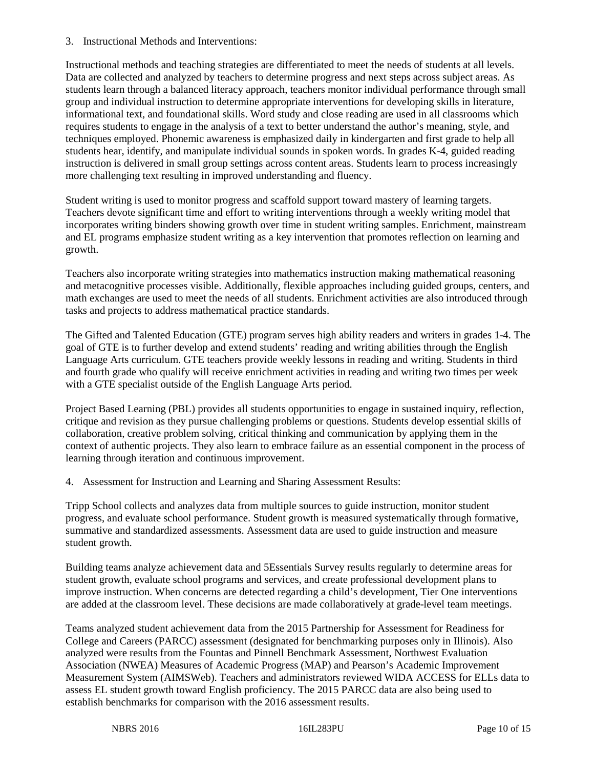3. Instructional Methods and Interventions:

Instructional methods and teaching strategies are differentiated to meet the needs of students at all levels. Data are collected and analyzed by teachers to determine progress and next steps across subject areas. As students learn through a balanced literacy approach, teachers monitor individual performance through small group and individual instruction to determine appropriate interventions for developing skills in literature, informational text, and foundational skills. Word study and close reading are used in all classrooms which requires students to engage in the analysis of a text to better understand the author's meaning, style, and techniques employed. Phonemic awareness is emphasized daily in kindergarten and first grade to help all students hear, identify, and manipulate individual sounds in spoken words. In grades K-4, guided reading instruction is delivered in small group settings across content areas. Students learn to process increasingly more challenging text resulting in improved understanding and fluency.

Student writing is used to monitor progress and scaffold support toward mastery of learning targets. Teachers devote significant time and effort to writing interventions through a weekly writing model that incorporates writing binders showing growth over time in student writing samples. Enrichment, mainstream and EL programs emphasize student writing as a key intervention that promotes reflection on learning and growth.

Teachers also incorporate writing strategies into mathematics instruction making mathematical reasoning and metacognitive processes visible. Additionally, flexible approaches including guided groups, centers, and math exchanges are used to meet the needs of all students. Enrichment activities are also introduced through tasks and projects to address mathematical practice standards.

The Gifted and Talented Education (GTE) program serves high ability readers and writers in grades 1-4. The goal of GTE is to further develop and extend students' reading and writing abilities through the English Language Arts curriculum. GTE teachers provide weekly lessons in reading and writing. Students in third and fourth grade who qualify will receive enrichment activities in reading and writing two times per week with a GTE specialist outside of the English Language Arts period.

Project Based Learning (PBL) provides all students opportunities to engage in sustained inquiry, reflection, critique and revision as they pursue challenging problems or questions. Students develop essential skills of collaboration, creative problem solving, critical thinking and communication by applying them in the context of authentic projects. They also learn to embrace failure as an essential component in the process of learning through iteration and continuous improvement.

4. Assessment for Instruction and Learning and Sharing Assessment Results:

Tripp School collects and analyzes data from multiple sources to guide instruction, monitor student progress, and evaluate school performance. Student growth is measured systematically through formative, summative and standardized assessments. Assessment data are used to guide instruction and measure student growth.

Building teams analyze achievement data and 5Essentials Survey results regularly to determine areas for student growth, evaluate school programs and services, and create professional development plans to improve instruction. When concerns are detected regarding a child's development, Tier One interventions are added at the classroom level. These decisions are made collaboratively at grade-level team meetings.

Teams analyzed student achievement data from the 2015 Partnership for Assessment for Readiness for College and Careers (PARCC) assessment (designated for benchmarking purposes only in Illinois). Also analyzed were results from the Fountas and Pinnell Benchmark Assessment, Northwest Evaluation Association (NWEA) Measures of Academic Progress (MAP) and Pearson's Academic Improvement Measurement System (AIMSWeb). Teachers and administrators reviewed WIDA ACCESS for ELLs data to assess EL student growth toward English proficiency. The 2015 PARCC data are also being used to establish benchmarks for comparison with the 2016 assessment results.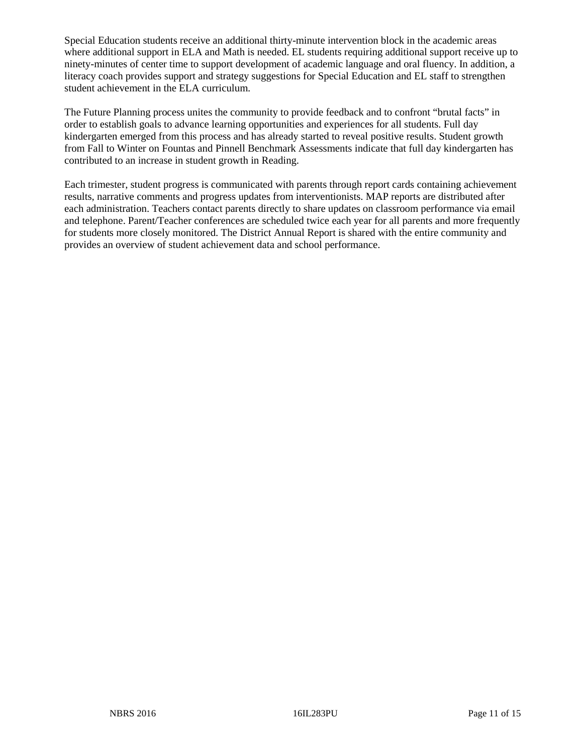Special Education students receive an additional thirty-minute intervention block in the academic areas where additional support in ELA and Math is needed. EL students requiring additional support receive up to ninety-minutes of center time to support development of academic language and oral fluency. In addition, a literacy coach provides support and strategy suggestions for Special Education and EL staff to strengthen student achievement in the ELA curriculum.

The Future Planning process unites the community to provide feedback and to confront “brutal facts” in order to establish goals to advance learning opportunities and experiences for all students. Full day kindergarten emerged from this process and has already started to reveal positive results. Student growth from Fall to Winter on Fountas and Pinnell Benchmark Assessments indicate that full day kindergarten has contributed to an increase in student growth in Reading.

Each trimester, student progress is communicated with parents through report cards containing achievement results, narrative comments and progress updates from interventionists. MAP reports are distributed after each administration. Teachers contact parents directly to share updates on classroom performance via email and telephone. Parent/Teacher conferences are scheduled twice each year for all parents and more frequently for students more closely monitored. The District Annual Report is shared with the entire community and provides an overview of student achievement data and school performance.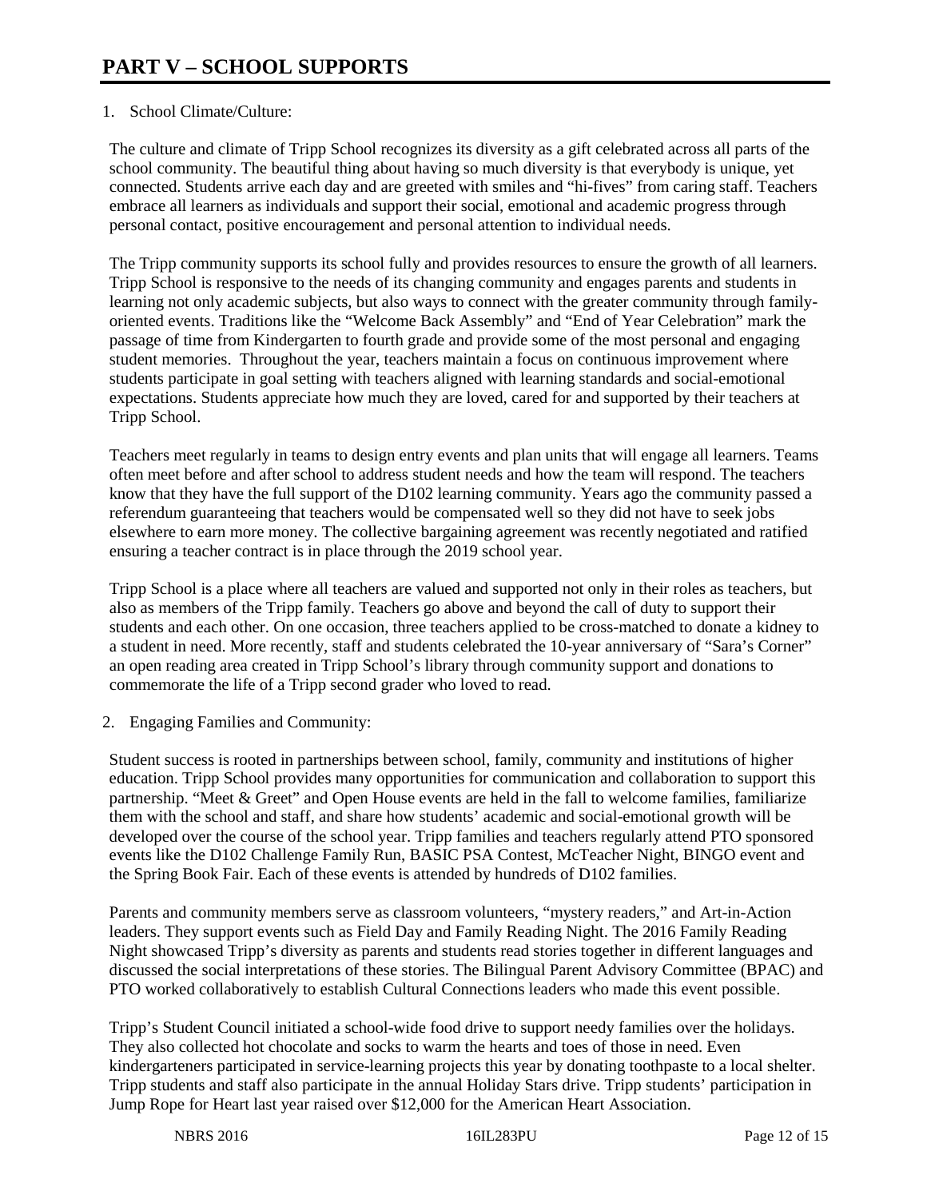# PART V – SCHOOL SUPPORTS

1. School Climate/Culture:

The culture and climate of Tripp School recognizes its diversity as a gift celebrated across all parts of the school community. The beautiful thing about having so much diversity is that everybody is unique, yet connected. Students arrive each day and are greeted with smiles and "hi-fives" from caring staff. Teachers embrace all learners as individuals and support their social, emotional and academic progress through personal contact, positive encouragement and personal attention to individual needs.

The Tripp community supports its school fully and provides resources to ensure the growth of all learners. Tripp School is responsive to the needs of its changing community and engages parents and students in learning not only academic subjects, but also ways to connect with the greater community through family-oriented events. Traditions like the "Welcome Back Assembly" and "End of Year Celebration" mark the passage of time from Kindergarten to fourth grade and provide some of the most personal and engaging student memories. Throughout the year, teachers maintain a focus on continuous improvement where students participate in goal setting with teachers aligned with learning standards and social-emotional expectations. Students appreciate how much they are loved, cared for and supported by their teachers at Tripp School.

Teachers meet regularly in teams to design entry events and plan units that will engage all learners. Teams often meet before and after school to address student needs and how the team will respond. The teachers know that they have the full support of the D102 learning community. Years ago the community passed a referendum guaranteeing that teachers would be compensated well so they did not have to seek jobs elsewhere to earn more money. The collective bargaining agreement was recently negotiated and ratified ensuring a teacher contract is in place through the 2019 school year.

Tripp School is a place where all teachers are valued and supported not only in their roles as teachers, but also as members of the Tripp family. Teachers go above and beyond the call of duty to support their students and each other. On one occasion, three teachers applied to be cross-matched to donate a kidney to a student in need. More recently, staff and students celebrated the 10-year anniversary of "Sara's Corner" an open reading area created in Tripp School's library through community support and donations to commemorate the life of a Tripp second grader who loved to read.

2. Engaging Families and Community:

Student success is rooted in partnerships between school, family, community and institutions of higher education. Tripp School provides many opportunities for communication and collaboration to support this partnership. "Meet & Greet" and Open House events are held in the fall to welcome families, familiarize them with the school and staff, and share how students' academic and social-emotional growth will be developed over the course of the school year. Tripp families and teachers regularly attend PTO sponsored events like the D102 Challenge Family Run, BASIC PSA Contest, McTeacher Night, BINGO event and the Spring Book Fair. Each of these events is attended by hundreds of D102 families.

Parents and community members serve as classroom volunteers, "mystery readers," and Art-in-Action leaders. They support events such as Field Day and Family Reading Night. The 2016 Family Reading Night showcased Tripp's diversity as parents and students read stories together in different languages and discussed the social interpretations of these stories. The Bilingual Parent Advisory Committee (BPAC) and PTO worked collaboratively to establish Cultural Connections leaders who made this event possible.

Tripp's Student Council initiated a school-wide food drive to support needy families over the holidays. They also collected hot chocolate and socks to warm the hearts and toes of those in need. Even kindergarteners participated in service-learning projects this year by donating toothpaste to a local shelter. Tripp students and staff also participate in the annual Holiday Stars drive. Tripp students' participation in Jump Rope for Heart last year raised over $12,000 for the American Heart Association.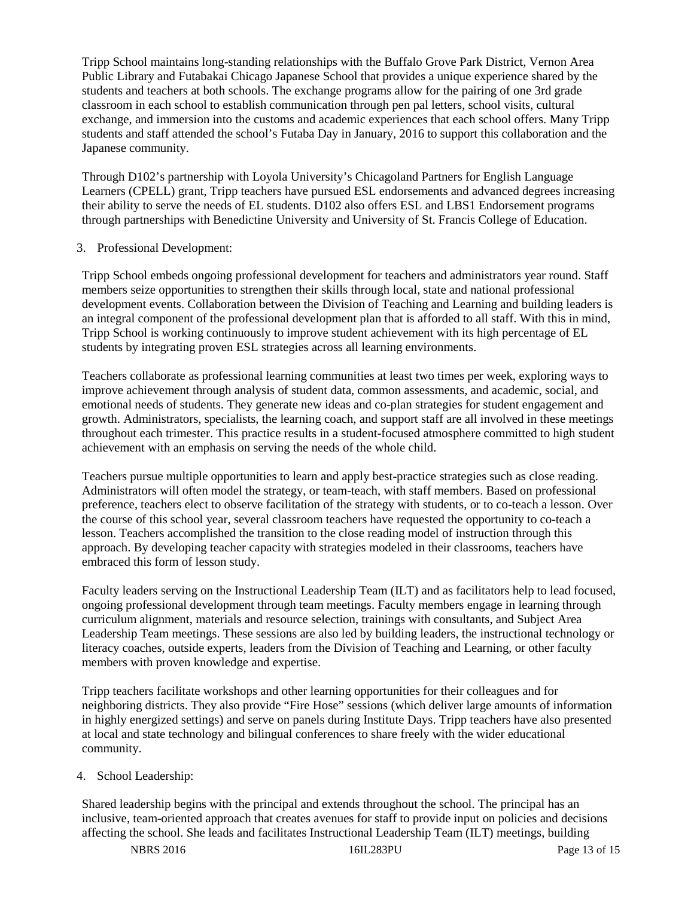Tripp School maintains long-standing relationships with the Buffalo Grove Park District, Vernon Area Public Library and Futabakai Chicago Japanese School that provides a unique experience shared by the students and teachers at both schools. The exchange programs allow for the pairing of one 3rd grade classroom in each school to establish communication through pen pal letters, school visits, cultural exchange, and immersion into the customs and academic experiences that each school offers. Many Tripp students and staff attended the school's Futaba Day in January, 2016 to support this collaboration and the Japanese community.

Through D102's partnership with Loyola University's Chicagoland Partners for English Language Learners (CPELL) grant, Tripp teachers have pursued ESL endorsements and advanced degrees increasing their ability to serve the needs of EL students. D102 also offers ESL and LBS1 Endorsement programs through partnerships with Benedictine University and University of St. Francis College of Education.

3. Professional Development:

Tripp School embeds ongoing professional development for teachers and administrators year round. Staff members seize opportunities to strengthen their skills through local, state and national professional development events. Collaboration between the Division of Teaching and Learning and building leaders is an integral component of the professional development plan that is afforded to all staff. With this in mind, Tripp School is working continuously to improve student achievement with its high percentage of EL students by integrating proven ESL strategies across all learning environments.

Teachers collaborate as professional learning communities at least two times per week, exploring ways to improve achievement through analysis of student data, common assessments, and academic, social, and emotional needs of students. They generate new ideas and co-plan strategies for student engagement and growth. Administrators, specialists, the learning coach, and support staff are all involved in these meetings throughout each trimester. This practice results in a student-focused atmosphere committed to high student achievement with an emphasis on serving the needs of the whole child.

Teachers pursue multiple opportunities to learn and apply best-practice strategies such as close reading. Administrators will often model the strategy, or team-teach, with staff members. Based on professional preference, teachers elect to observe facilitation of the strategy with students, or to co-teach a lesson. Over the course of this school year, several classroom teachers have requested the opportunity to co-teach a lesson. Teachers accomplished the transition to the close reading model of instruction through this approach. By developing teacher capacity with strategies modeled in their classrooms, teachers have embraced this form of lesson study.

Faculty leaders serving on the Instructional Leadership Team (ILT) and as facilitators help to lead focused, ongoing professional development through team meetings. Faculty members engage in learning through curriculum alignment, materials and resource selection, trainings with consultants, and Subject Area Leadership Team meetings. These sessions are also led by building leaders, the instructional technology or literacy coaches, outside experts, leaders from the Division of Teaching and Learning, or other faculty members with proven knowledge and expertise.

Tripp teachers facilitate workshops and other learning opportunities for their colleagues and for neighboring districts. They also provide "Fire Hose" sessions (which deliver large amounts of information in highly energized settings) and serve on panels during Institute Days. Tripp teachers have also presented at local and state technology and bilingual conferences to share freely with the wider educational community.

4. School Leadership:

Shared leadership begins with the principal and extends throughout the school. The principal has an inclusive, team-oriented approach that creates avenues for staff to provide input on policies and decisions affecting the school. She leads and facilitates Instructional Leadership Team (ILT) meetings, building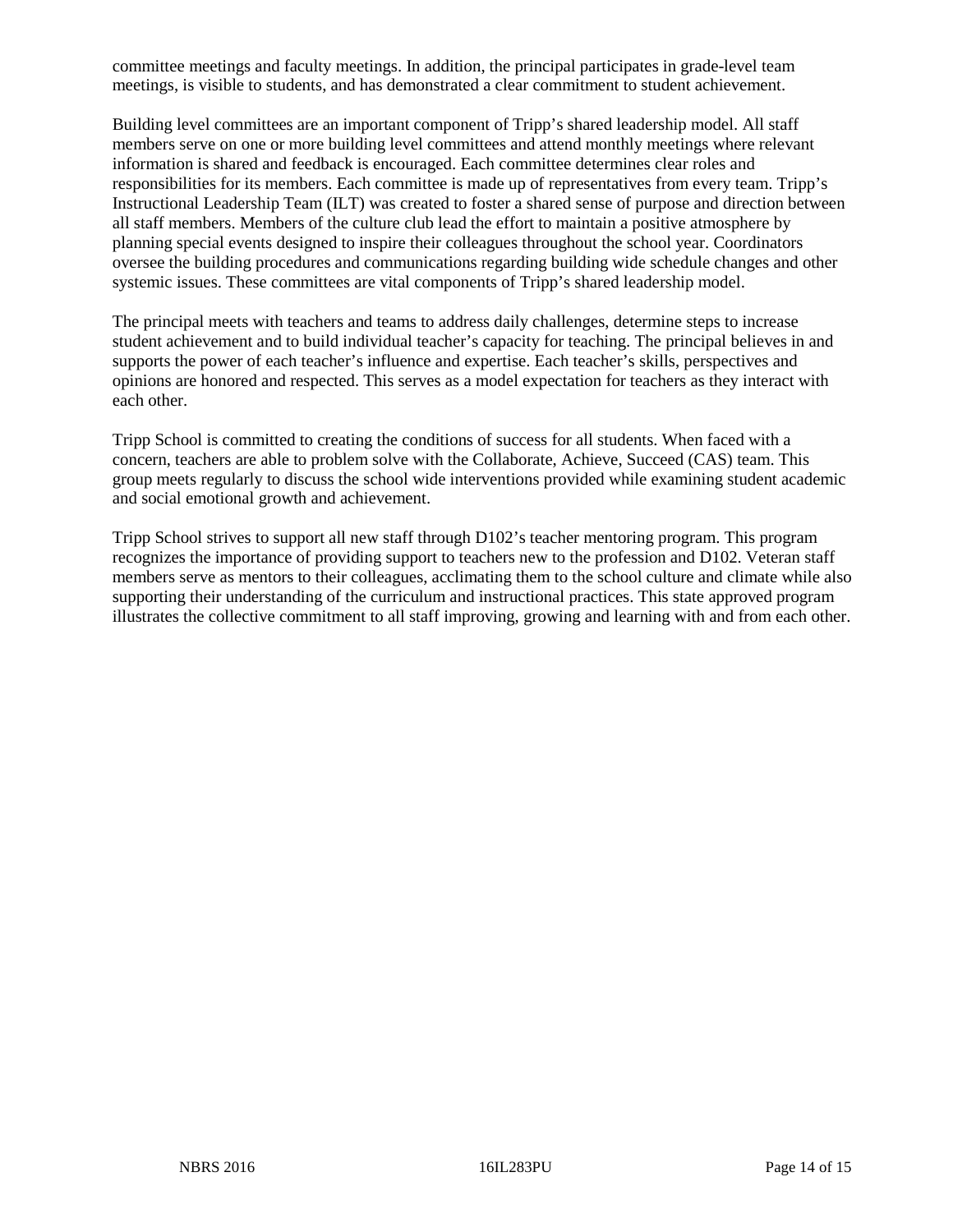committee meetings and faculty meetings. In addition, the principal participates in grade-level team meetings, is visible to students, and has demonstrated a clear commitment to student achievement.

Building level committees are an important component of Tripp's shared leadership model. All staff members serve on one or more building level committees and attend monthly meetings where relevant information is shared and feedback is encouraged. Each committee determines clear roles and responsibilities for its members. Each committee is made up of representatives from every team. Tripp's Instructional Leadership Team (ILT) was created to foster a shared sense of purpose and direction between all staff members. Members of the culture club lead the effort to maintain a positive atmosphere by planning special events designed to inspire their colleagues throughout the school year. Coordinators oversee the building procedures and communications regarding building wide schedule changes and other systemic issues. These committees are vital components of Tripp's shared leadership model.

The principal meets with teachers and teams to address daily challenges, determine steps to increase student achievement and to build individual teacher's capacity for teaching. The principal believes in and supports the power of each teacher's influence and expertise. Each teacher's skills, perspectives and opinions are honored and respected. This serves as a model expectation for teachers as they interact with each other.

Tripp School is committed to creating the conditions of success for all students. When faced with a concern, teachers are able to problem solve with the Collaborate, Achieve, Succeed (CAS) team. This group meets regularly to discuss the school wide interventions provided while examining student academic and social emotional growth and achievement.

Tripp School strives to support all new staff through D102's teacher mentoring program. This program recognizes the importance of providing support to teachers new to the profession and D102. Veteran staff members serve as mentors to their colleagues, acclimating them to the school culture and climate while also supporting their understanding of the curriculum and instructional practices. This state approved program illustrates the collective commitment to all staff improving, growing and learning with and from each other.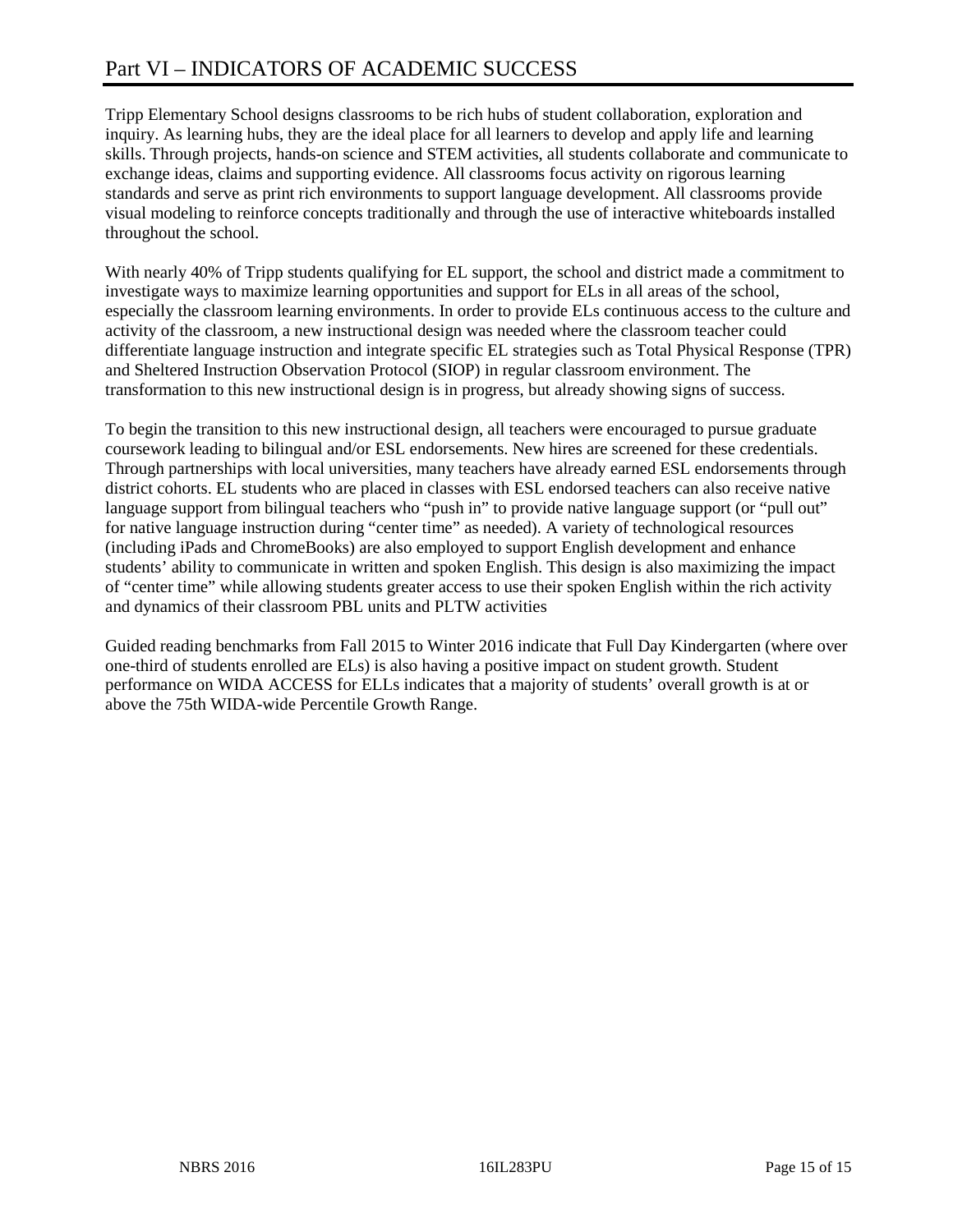# Part VI – INDICATORS OF ACADEMIC SUCCESS

Tripp Elementary School designs classrooms to be rich hubs of student collaboration, exploration and inquiry. As learning hubs, they are the ideal place for all learners to develop and apply life and learning skills. Through projects, hands-on science and STEM activities, all students collaborate and communicate to exchange ideas, claims and supporting evidence. All classrooms focus activity on rigorous learning standards and serve as print rich environments to support language development. All classrooms provide visual modeling to reinforce concepts traditionally and through the use of interactive whiteboards installed throughout the school.

With nearly 40% of Tripp students qualifying for EL support, the school and district made a commitment to investigate ways to maximize learning opportunities and support for ELs in all areas of the school, especially the classroom learning environments. In order to provide ELs continuous access to the culture and activity of the classroom, a new instructional design was needed where the classroom teacher could differentiate language instruction and integrate specific EL strategies such as Total Physical Response (TPR) and Sheltered Instruction Observation Protocol (SIOP) in regular classroom environment. The transformation to this new instructional design is in progress, but already showing signs of success.

To begin the transition to this new instructional design, all teachers were encouraged to pursue graduate coursework leading to bilingual and/or ESL endorsements. New hires are screened for these credentials. Through partnerships with local universities, many teachers have already earned ESL endorsements through district cohorts. EL students who are placed in classes with ESL endorsed teachers can also receive native language support from bilingual teachers who "push in" to provide native language support (or "pull out" for native language instruction during "center time" as needed). A variety of technological resources (including iPads and ChromeBooks) are also employed to support English development and enhance students' ability to communicate in written and spoken English. This design is also maximizing the impact of "center time" while allowing students greater access to use their spoken English within the rich activity and dynamics of their classroom PBL units and PLTW activities

Guided reading benchmarks from Fall 2015 to Winter 2016 indicate that Full Day Kindergarten (where over one-third of students enrolled are ELs) is also having a positive impact on student growth. Student performance on WIDA ACCESS for ELLs indicates that a majority of students' overall growth is at or above the 75th WIDA-wide Percentile Growth Range.